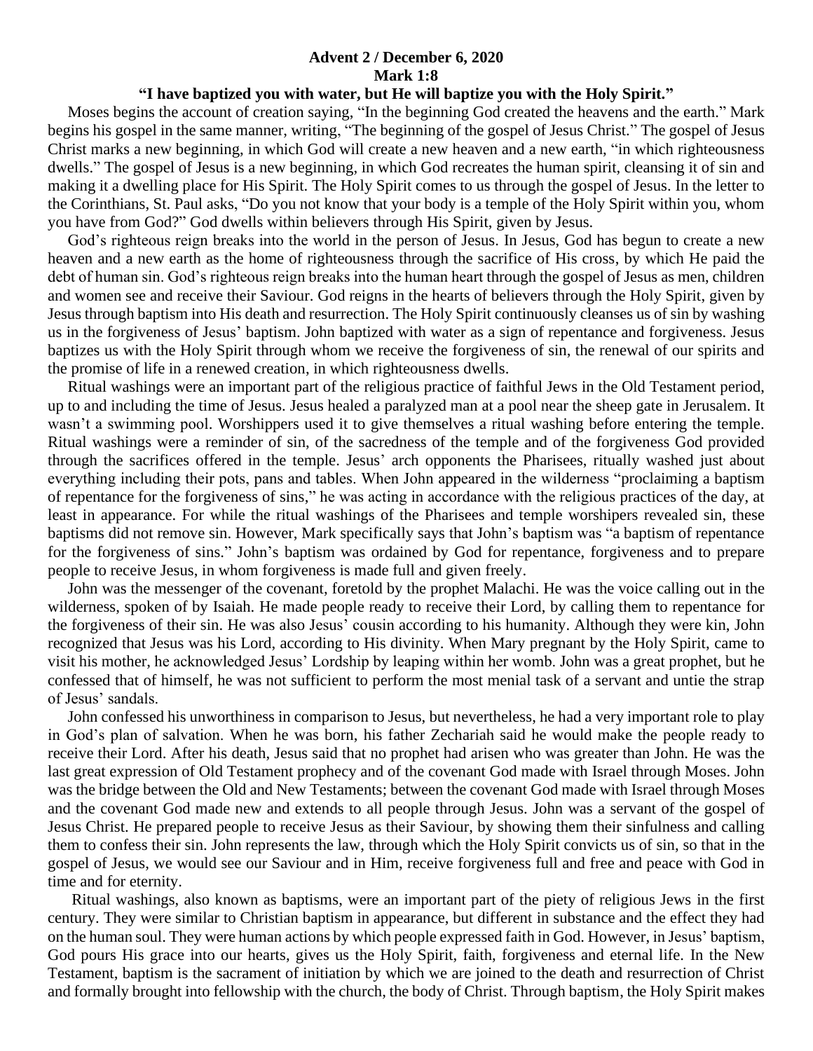**Advent 2 / December 6, 2020**
**Mark 1:8**
**"I have baptized you with water, but He will baptize you with the Holy Spirit."**

Moses begins the account of creation saying, "In the beginning God created the heavens and the earth." Mark begins his gospel in the same manner, writing, "The beginning of the gospel of Jesus Christ." The gospel of Jesus Christ marks a new beginning, in which God will create a new heaven and a new earth, "in which righteousness dwells." The gospel of Jesus is a new beginning, in which God recreates the human spirit, cleansing it of sin and making it a dwelling place for His Spirit. The Holy Spirit comes to us through the gospel of Jesus. In the letter to the Corinthians, St. Paul asks, "Do you not know that your body is a temple of the Holy Spirit within you, whom you have from God?" God dwells within believers through His Spirit, given by Jesus.

God's righteous reign breaks into the world in the person of Jesus. In Jesus, God has begun to create a new heaven and a new earth as the home of righteousness through the sacrifice of His cross, by which He paid the debt of human sin. God's righteous reign breaks into the human heart through the gospel of Jesus as men, children and women see and receive their Saviour. God reigns in the hearts of believers through the Holy Spirit, given by Jesus through baptism into His death and resurrection. The Holy Spirit continuously cleanses us of sin by washing us in the forgiveness of Jesus' baptism. John baptized with water as a sign of repentance and forgiveness. Jesus baptizes us with the Holy Spirit through whom we receive the forgiveness of sin, the renewal of our spirits and the promise of life in a renewed creation, in which righteousness dwells.

Ritual washings were an important part of the religious practice of faithful Jews in the Old Testament period, up to and including the time of Jesus. Jesus healed a paralyzed man at a pool near the sheep gate in Jerusalem. It wasn't a swimming pool. Worshippers used it to give themselves a ritual washing before entering the temple. Ritual washings were a reminder of sin, of the sacredness of the temple and of the forgiveness God provided through the sacrifices offered in the temple. Jesus' arch opponents the Pharisees, ritually washed just about everything including their pots, pans and tables. When John appeared in the wilderness "proclaiming a baptism of repentance for the forgiveness of sins," he was acting in accordance with the religious practices of the day, at least in appearance. For while the ritual washings of the Pharisees and temple worshipers revealed sin, these baptisms did not remove sin. However, Mark specifically says that John's baptism was "a baptism of repentance for the forgiveness of sins." John's baptism was ordained by God for repentance, forgiveness and to prepare people to receive Jesus, in whom forgiveness is made full and given freely.

John was the messenger of the covenant, foretold by the prophet Malachi. He was the voice calling out in the wilderness, spoken of by Isaiah. He made people ready to receive their Lord, by calling them to repentance for the forgiveness of their sin. He was also Jesus' cousin according to his humanity. Although they were kin, John recognized that Jesus was his Lord, according to His divinity. When Mary pregnant by the Holy Spirit, came to visit his mother, he acknowledged Jesus' Lordship by leaping within her womb. John was a great prophet, but he confessed that of himself, he was not sufficient to perform the most menial task of a servant and untie the strap of Jesus' sandals.

John confessed his unworthiness in comparison to Jesus, but nevertheless, he had a very important role to play in God's plan of salvation. When he was born, his father Zechariah said he would make the people ready to receive their Lord. After his death, Jesus said that no prophet had arisen who was greater than John. He was the last great expression of Old Testament prophecy and of the covenant God made with Israel through Moses. John was the bridge between the Old and New Testaments; between the covenant God made with Israel through Moses and the covenant God made new and extends to all people through Jesus. John was a servant of the gospel of Jesus Christ. He prepared people to receive Jesus as their Saviour, by showing them their sinfulness and calling them to confess their sin. John represents the law, through which the Holy Spirit convicts us of sin, so that in the gospel of Jesus, we would see our Saviour and in Him, receive forgiveness full and free and peace with God in time and for eternity.

Ritual washings, also known as baptisms, were an important part of the piety of religious Jews in the first century. They were similar to Christian baptism in appearance, but different in substance and the effect they had on the human soul. They were human actions by which people expressed faith in God. However, in Jesus' baptism, God pours His grace into our hearts, gives us the Holy Spirit, faith, forgiveness and eternal life. In the New Testament, baptism is the sacrament of initiation by which we are joined to the death and resurrection of Christ and formally brought into fellowship with the church, the body of Christ. Through baptism, the Holy Spirit makes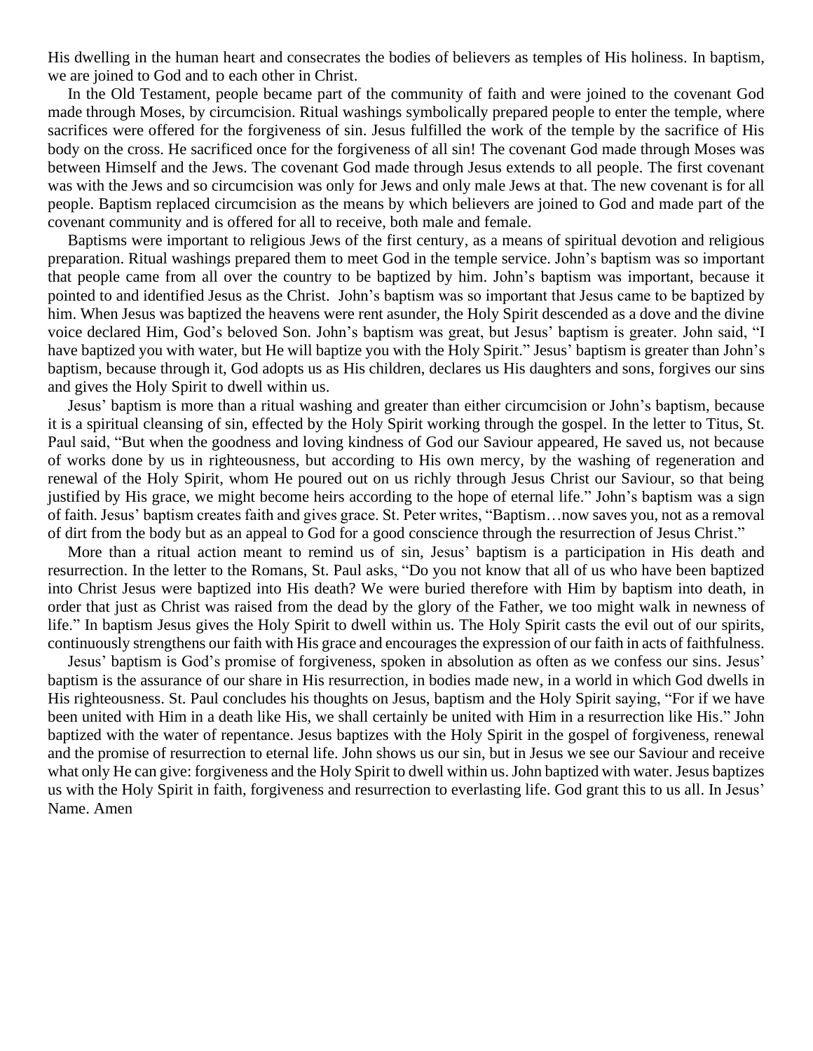His dwelling in the human heart and consecrates the bodies of believers as temples of His holiness. In baptism, we are joined to God and to each other in Christ.

In the Old Testament, people became part of the community of faith and were joined to the covenant God made through Moses, by circumcision. Ritual washings symbolically prepared people to enter the temple, where sacrifices were offered for the forgiveness of sin. Jesus fulfilled the work of the temple by the sacrifice of His body on the cross. He sacrificed once for the forgiveness of all sin! The covenant God made through Moses was between Himself and the Jews. The covenant God made through Jesus extends to all people. The first covenant was with the Jews and so circumcision was only for Jews and only male Jews at that. The new covenant is for all people. Baptism replaced circumcision as the means by which believers are joined to God and made part of the covenant community and is offered for all to receive, both male and female.

Baptisms were important to religious Jews of the first century, as a means of spiritual devotion and religious preparation. Ritual washings prepared them to meet God in the temple service. John's baptism was so important that people came from all over the country to be baptized by him. John's baptism was important, because it pointed to and identified Jesus as the Christ. John's baptism was so important that Jesus came to be baptized by him. When Jesus was baptized the heavens were rent asunder, the Holy Spirit descended as a dove and the divine voice declared Him, God's beloved Son. John's baptism was great, but Jesus' baptism is greater. John said, "I have baptized you with water, but He will baptize you with the Holy Spirit." Jesus' baptism is greater than John's baptism, because through it, God adopts us as His children, declares us His daughters and sons, forgives our sins and gives the Holy Spirit to dwell within us.

Jesus' baptism is more than a ritual washing and greater than either circumcision or John's baptism, because it is a spiritual cleansing of sin, effected by the Holy Spirit working through the gospel. In the letter to Titus, St. Paul said, "But when the goodness and loving kindness of God our Saviour appeared, He saved us, not because of works done by us in righteousness, but according to His own mercy, by the washing of regeneration and renewal of the Holy Spirit, whom He poured out on us richly through Jesus Christ our Saviour, so that being justified by His grace, we might become heirs according to the hope of eternal life." John's baptism was a sign of faith. Jesus' baptism creates faith and gives grace. St. Peter writes, "Baptism…now saves you, not as a removal of dirt from the body but as an appeal to God for a good conscience through the resurrection of Jesus Christ."

More than a ritual action meant to remind us of sin, Jesus' baptism is a participation in His death and resurrection. In the letter to the Romans, St. Paul asks, "Do you not know that all of us who have been baptized into Christ Jesus were baptized into His death? We were buried therefore with Him by baptism into death, in order that just as Christ was raised from the dead by the glory of the Father, we too might walk in newness of life." In baptism Jesus gives the Holy Spirit to dwell within us. The Holy Spirit casts the evil out of our spirits, continuously strengthens our faith with His grace and encourages the expression of our faith in acts of faithfulness.

Jesus' baptism is God's promise of forgiveness, spoken in absolution as often as we confess our sins. Jesus' baptism is the assurance of our share in His resurrection, in bodies made new, in a world in which God dwells in His righteousness. St. Paul concludes his thoughts on Jesus, baptism and the Holy Spirit saying, "For if we have been united with Him in a death like His, we shall certainly be united with Him in a resurrection like His." John baptized with the water of repentance. Jesus baptizes with the Holy Spirit in the gospel of forgiveness, renewal and the promise of resurrection to eternal life. John shows us our sin, but in Jesus we see our Saviour and receive what only He can give: forgiveness and the Holy Spirit to dwell within us. John baptized with water. Jesus baptizes us with the Holy Spirit in faith, forgiveness and resurrection to everlasting life. God grant this to us all. In Jesus' Name. Amen